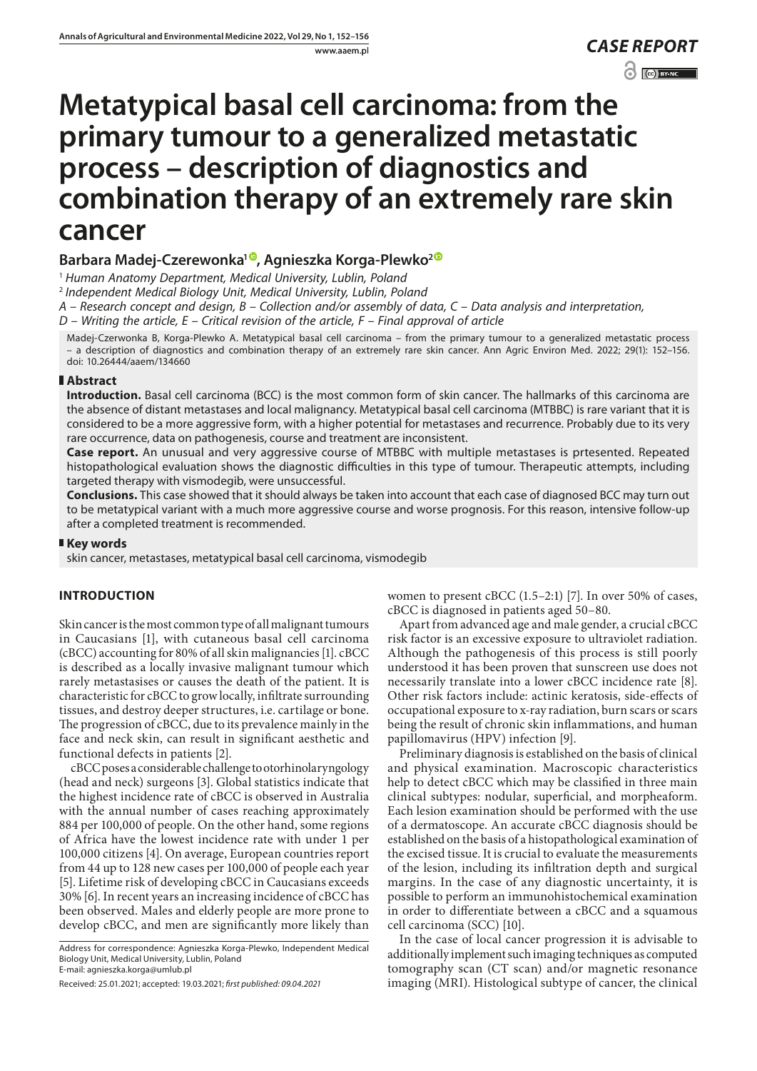**CASE REPORT**

# Metatypical basal cell carcinoma: from the primary tumour to a generalized metastatic process – description of diagnostics and combination therapy of an extremely rare skin cancer

**Barbara Madej-Czerewonka[1], Agnieszka Korga-Plewko[2]**

[1] *Human Anatomy Department, Medical University, Lublin, Poland*

[2] *Independent Medical Biology Unit, Medical University, Lublin, Poland*

*A – Research concept and design, B – Collection and/or assembly of data, C – Data analysis and interpretation, D – Writing the article, E – Critical revision of the article, F – Final approval of article*

Madej-Czerwonka B, Korga-Plewko A. Metatypical basal cell carcinoma – from the primary tumour to a generalized metastatic process – a description of diagnostics and combination therapy of an extremely rare skin cancer. Ann Agric Environ Med. 2022; 29(1): 152–156. doi: 10.26444/aaem/134660

## Abstract

**Introduction.** Basal cell carcinoma (BCC) is the most common form of skin cancer. The hallmarks of this carcinoma are the absence of distant metastases and local malignancy. Metatypical basal cell carcinoma (MTBBC) is rare variant that it is considered to be a more aggressive form, with a higher potential for metastases and recurrence. Probably due to its very rare occurrence, data on pathogenesis, course and treatment are inconsistent.

**Case report.** An unusual and very aggressive course of MTBBC with multiple metastases is prtesented. Repeated histopathological evaluation shows the diagnostic difficulties in this type of tumour. Therapeutic attempts, including targeted therapy with vismodegib, were unsuccessful.

**Conclusions.** This case showed that it should always be taken into account that each case of diagnosed BCC may turn out to be metatypical variant with a much more aggressive course and worse prognosis. For this reason, intensive follow-up after a completed treatment is recommended.

## Key words

skin cancer, metastases, metatypical basal cell carcinoma, vismodegib

## INTRODUCTION

Skin cancer is the most common type of all malignant tumours in Caucasians [1], with cutaneous basal cell carcinoma (cBCC) accounting for 80% of all skin malignancies [1]. cBCC is described as a locally invasive malignant tumour which rarely metastasises or causes the death of the patient. It is characteristic for cBCC to grow locally, infiltrate surrounding tissues, and destroy deeper structures, i.e. cartilage or bone. The progression of cBCC, due to its prevalence mainly in the face and neck skin, can result in significant aesthetic and functional defects in patients [2].

cBCC poses a considerable challenge to otorhinolaryngology (head and neck) surgeons [3]. Global statistics indicate that the highest incidence rate of cBCC is observed in Australia with the annual number of cases reaching approximately 884 per 100,000 of people. On the other hand, some regions of Africa have the lowest incidence rate with under 1 per 100,000 citizens [4]. On average, European countries report from 44 up to 128 new cases per 100,000 of people each year [5]. Lifetime risk of developing cBCC in Caucasians exceeds 30% [6]. In recent years an increasing incidence of cBCC has been observed. Males and elderly people are more prone to develop cBCC, and men are significantly more likely than women to present cBCC (1.5–2:1) [7]. In over 50% of cases, cBCC is diagnosed in patients aged 50–80.

Apart from advanced age and male gender, a crucial cBCC risk factor is an excessive exposure to ultraviolet radiation. Although the pathogenesis of this process is still poorly understood it has been proven that sunscreen use does not necessarily translate into a lower cBCC incidence rate [8]. Other risk factors include: actinic keratosis, side-effects of occupational exposure to x-ray radiation, burn scars or scars being the result of chronic skin inflammations, and human papillomavirus (HPV) infection [9].

Preliminary diagnosis is established on the basis of clinical and physical examination. Macroscopic characteristics help to detect cBCC which may be classified in three main clinical subtypes: nodular, superficial, and morpheaform. Each lesion examination should be performed with the use of a dermatoscope. An accurate cBCC diagnosis should be established on the basis of a histopathological examination of the excised tissue. It is crucial to evaluate the measurements of the lesion, including its infiltration depth and surgical margins. In the case of any diagnostic uncertainty, it is possible to perform an immunohistochemical examination in order to differentiate between a cBCC and a squamous cell carcinoma (SCC) [10].

In the case of local cancer progression it is advisable to additionally implement such imaging techniques as computed tomography scan (CT scan) and/or magnetic resonance imaging (MRI). Histological subtype of cancer, the clinical

Address for correspondence: Agnieszka Korga-Plewko, Independent Medical Biology Unit, Medical University, Lublin, Poland
E-mail: agnieszka.korga@umlub.pl

Received: 25.01.2021; accepted: 19.03.2021; *first published: 09.04.2021*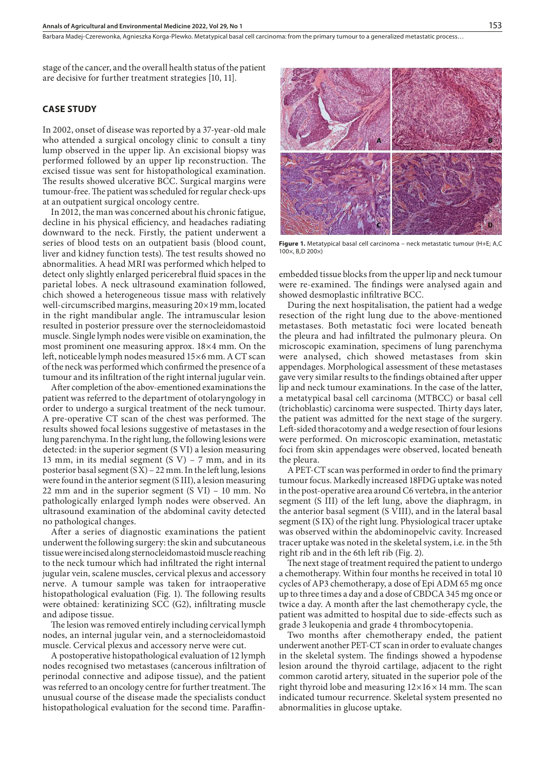stage of the cancer, and the overall health status of the patient are decisive for further treatment strategies [10, 11].

## CASE STUDY

In 2002, onset of disease was reported by a 37-year-old male who attended a surgical oncology clinic to consult a tiny lump observed in the upper lip. An excisional biopsy was performed followed by an upper lip reconstruction. The excised tissue was sent for histopathological examination. The results showed ulcerative BCC. Surgical margins were tumour-free. The patient was scheduled for regular check-ups at an outpatient surgical oncology centre.

In 2012, the man was concerned about his chronic fatigue, decline in his physical efficiency, and headaches radiating downward to the neck. Firstly, the patient underwent a series of blood tests on an outpatient basis (blood count, liver and kidney function tests). The test results showed no abnormalities. A head MRI was performed which helped to detect only slightly enlarged pericerebral fluid spaces in the parietal lobes. A neck ultrasound examination followed, chich showed a heterogeneous tissue mass with relatively well-circumscribed margins, measuring 20×19 mm, located in the right mandibular angle. The intramuscular lesion resulted in posterior pressure over the sternocleidomastoid muscle. Single lymph nodes were visible on examination, the most prominent one measuring approx. 18×4 mm. On the left, noticeable lymph nodes measured 15×6 mm. A CT scan of the neck was performed which confirmed the presence of a tumour and its infiltration of the right internal jugular vein.

After completion of the abov-ementioned examinations the patient was referred to the department of otolaryngology in order to undergo a surgical treatment of the neck tumour. A pre-operative CT scan of the chest was performed. The results showed focal lesions suggestive of metastases in the lung parenchyma. In the right lung, the following lesions were detected: in the superior segment (S VI) a lesion measuring 13 mm, in its medial segment (S V) – 7 mm, and in its posterior basal segment (S X) – 22 mm. In the left lung, lesions were found in the anterior segment (S III), a lesion measuring 22 mm and in the superior segment (S VI) – 10 mm. No pathologically enlarged lymph nodes were observed. An ultrasound examination of the abdominal cavity detected no pathological changes.

After a series of diagnostic examinations the patient underwent the following surgery: the skin and subcutaneous tissue were incised along sternocleidomastoid muscle reaching to the neck tumour which had infiltrated the right internal jugular vein, scalene muscles, cervical plexus and accessory nerve. A tumour sample was taken for intraoperative histopathological evaluation (Fig. 1). The following results were obtained*:* keratinizing SCC (G2), infiltrating muscle and adipose tissue.

The lesion was removed entirely including cervical lymph nodes, an internal jugular vein, and a sternocleidomastoid muscle. Cervical plexus and accessory nerve were cut.

A postoperative histopathological evaluation of 12 lymph nodes recognised two metastases (cancerous infiltration of perinodal connective and adipose tissue), and the patient was referred to an oncology centre for further treatment. The unusual course of the disease made the specialists conduct histopathological evaluation for the second time. Paraffin-embedded tissue blocks from the upper lip and neck tumour were re-examined. The findings were analysed again and showed desmoplastic infiltrative BCC.

**Figure 1.** Metatypical basal cell carcinoma – neck metastatic tumour (H+E; A,C 100×, B,D 200×)

During the next hospitalisation, the patient had a wedge resection of the right lung due to the above-mentioned metastases. Both metastatic foci were located beneath the pleura and had infiltrated the pulmonary pleura. On microscopic examination, specimens of lung parenchyma were analysed, chich showed metastases from skin appendages. Morphological assessment of these metastases gave very similar results to the findings obtained after upper lip and neck tumour examinations. In the case of the latter, a metatypical basal cell carcinoma (MTBCC) or basal cell (trichoblastic) carcinoma were suspected. Thirty days later, the patient was admitted for the next stage of the surgery. Left-sided thoracotomy and a wedge resection of four lesions were performed. On microscopic examination, metastatic foci from skin appendages were observed, located beneath the pleura.

A PET-CT scan was performed in order to find the primary tumour focus. Markedly increased 18FDG uptake was noted in the post-operative area around C6 vertebra, in the anterior segment (S III) of the left lung, above the diaphragm, in the anterior basal segment (S VIII), and in the lateral basal segment (S IX) of the right lung. Physiological tracer uptake was observed within the abdominopelvic cavity. Increased tracer uptake was noted in the skeletal system, i.e. in the 5th right rib and in the 6th left rib (Fig. 2).

The next stage of treatment required the patient to undergo a chemotherapy. Within four months he received in total 10 cycles of AP3 chemotherapy, a dose of Epi ADM 65 mg once up to three times a day and a dose of CBDCA 345 mg once or twice a day. A month after the last chemotherapy cycle, the patient was admitted to hospital due to side-effects such as grade 3 leukopenia and grade 4 thrombocytopenia.

Two months after chemotherapy ended, the patient underwent another PET-CT scan in order to evaluate changes in the skeletal system. The findings showed a hypodense lesion around the thyroid cartilage, adjacent to the right common carotid artery, situated in the superior pole of the right thyroid lobe and measuring 12×16×14 mm. The scan indicated tumour recurrence. Skeletal system presented no abnormalities in glucose uptake.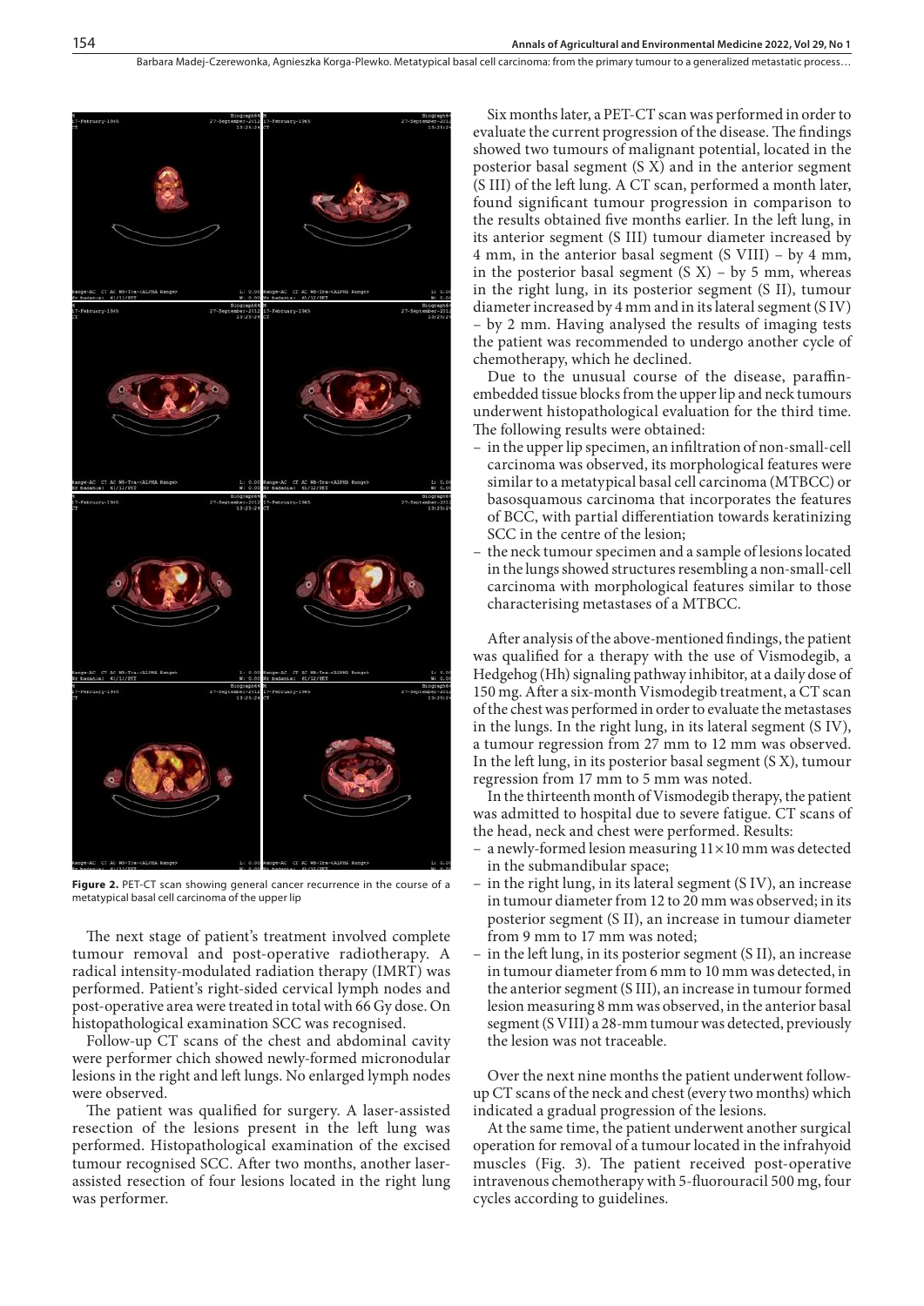Figure 2. PET-CT scan showing general cancer recurrence in the course of a metatypical basal cell carcinoma of the upper lip

The next stage of patient's treatment involved complete tumour removal and post-operative radiotherapy. A radical intensity-modulated radiation therapy (IMRT) was performed. Patient's right-sided cervical lymph nodes and post-operative area were treated in total with 66 Gy dose. On histopathological examination SCC was recognised.

Follow-up CT scans of the chest and abdominal cavity were performer chich showed newly-formed micronodular lesions in the right and left lungs. No enlarged lymph nodes were observed.

The patient was qualified for surgery. A laser-assisted resection of the lesions present in the left lung was performed. Histopathological examination of the excised tumour recognised SCC. After two months, another laser-assisted resection of four lesions located in the right lung was performer.

Six months later, a PET-CT scan was performed in order to evaluate the current progression of the disease. The findings showed two tumours of malignant potential, located in the posterior basal segment (S X) and in the anterior segment (S III) of the left lung. A CT scan, performed a month later, found significant tumour progression in comparison to the results obtained five months earlier. In the left lung, in its anterior segment (S III) tumour diameter increased by 4 mm, in the anterior basal segment (S VIII) – by 4 mm, in the posterior basal segment (S X) – by 5 mm, whereas in the right lung, in its posterior segment (S II), tumour diameter increased by 4 mm and in its lateral segment (S IV) – by 2 mm. Having analysed the results of imaging tests the patient was recommended to undergo another cycle of chemotherapy, which he declined.

Due to the unusual course of the disease, paraffin-embedded tissue blocks from the upper lip and neck tumours underwent histopathological evaluation for the third time. The following results were obtained:

- in the upper lip specimen, an infiltration of non-small-cell carcinoma was observed, its morphological features were similar to a metatypical basal cell carcinoma (MTBCC) or basosquamous carcinoma that incorporates the features of BCC, with partial differentiation towards keratinizing SCC in the centre of the lesion;
- the neck tumour specimen and a sample of lesions located in the lungs showed structures resembling a non-small-cell carcinoma with morphological features similar to those characterising metastases of a MTBCC.

After analysis of the above-mentioned findings, the patient was qualified for a therapy with the use of Vismodegib, a Hedgehog (Hh) signaling pathway inhibitor, at a daily dose of 150 mg. After a six-month Vismodegib treatment, a CT scan of the chest was performed in order to evaluate the metastases in the lungs. In the right lung, in its lateral segment (S IV), a tumour regression from 27 mm to 12 mm was observed. In the left lung, in its posterior basal segment (S X), tumour regression from 17 mm to 5 mm was noted.

In the thirteenth month of Vismodegib therapy, the patient was admitted to hospital due to severe fatigue. CT scans of the head, neck and chest were performed. Results:

- a newly-formed lesion measuring 11×10 mm was detected in the submandibular space;
- in the right lung, in its lateral segment (S IV), an increase in tumour diameter from 12 to 20 mm was observed; in its posterior segment (S II), an increase in tumour diameter from 9 mm to 17 mm was noted;
- in the left lung, in its posterior segment (S II), an increase in tumour diameter from 6 mm to 10 mm was detected, in the anterior segment (S III), an increase in tumour formed lesion measuring 8 mm was observed, in the anterior basal segment (S VIII) a 28-mm tumour was detected, previously the lesion was not traceable.

Over the next nine months the patient underwent follow-up CT scans of the neck and chest (every two months) which indicated a gradual progression of the lesions.

At the same time, the patient underwent another surgical operation for removal of a tumour located in the infrahyoid muscles (Fig. 3). The patient received post-operative intravenous chemotherapy with 5-fluorouracil 500 mg, four cycles according to guidelines.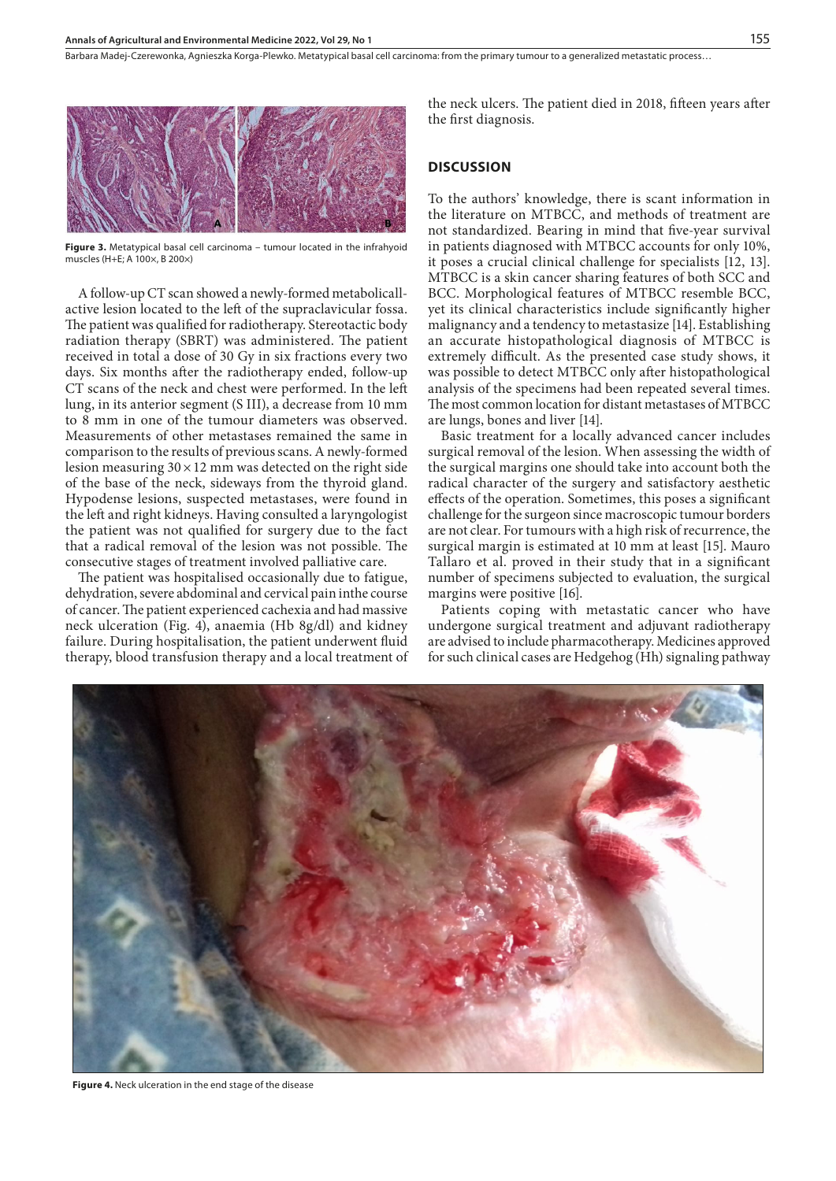Figure 3. Metatypical basal cell carcinoma – tumour located in the infrahyoid muscles (H+E; A 100×, B 200×)

A follow-up CT scan showed a newly-formed metabolicall-active lesion located to the left of the supraclavicular fossa. The patient was qualified for radiotherapy. Stereotactic body radiation therapy (SBRT) was administered. The patient received in total a dose of 30 Gy in six fractions every two days. Six months after the radiotherapy ended, follow-up CT scans of the neck and chest were performed. In the left lung, in its anterior segment (S III), a decrease from 10 mm to 8 mm in one of the tumour diameters was observed. Measurements of other metastases remained the same in comparison to the results of previous scans. A newly-formed lesion measuring 30 × 12 mm was detected on the right side of the base of the neck, sideways from the thyroid gland. Hypodense lesions, suspected metastases, were found in the left and right kidneys. Having consulted a laryngologist the patient was not qualified for surgery due to the fact that a radical removal of the lesion was not possible. The consecutive stages of treatment involved palliative care.

The patient was hospitalised occasionally due to fatigue, dehydration, severe abdominal and cervical pain inthe course of cancer. The patient experienced cachexia and had massive neck ulceration (Fig. 4), anaemia (Hb 8g/dl) and kidney failure. During hospitalisation, the patient underwent fluid therapy, blood transfusion therapy and a local treatment of the neck ulcers. The patient died in 2018, fifteen years after the first diagnosis.

## DISCUSSION

To the authors' knowledge, there is scant information in the literature on MTBCC, and methods of treatment are not standardized. Bearing in mind that five-year survival in patients diagnosed with MTBCC accounts for only 10%, it poses a crucial clinical challenge for specialists [12, 13]. MTBCC is a skin cancer sharing features of both SCC and BCC. Morphological features of MTBCC resemble BCC, yet its clinical characteristics include significantly higher malignancy and a tendency to metastasize [14]. Establishing an accurate histopathological diagnosis of MTBCC is extremely difficult. As the presented case study shows, it was possible to detect MTBCC only after histopathological analysis of the specimens had been repeated several times. The most common location for distant metastases of MTBCC are lungs, bones and liver [14].

Basic treatment for a locally advanced cancer includes surgical removal of the lesion. When assessing the width of the surgical margins one should take into account both the radical character of the surgery and satisfactory aesthetic effects of the operation. Sometimes, this poses a significant challenge for the surgeon since macroscopic tumour borders are not clear. For tumours with a high risk of recurrence, the surgical margin is estimated at 10 mm at least [15]. Mauro Tallaro et al. proved in their study that in a significant number of specimens subjected to evaluation, the surgical margins were positive [16].

Patients coping with metastatic cancer who have undergone surgical treatment and adjuvant radiotherapy are advised to include pharmacotherapy. Medicines approved for such clinical cases are Hedgehog (Hh) signaling pathway

Figure 4. Neck ulceration in the end stage of the disease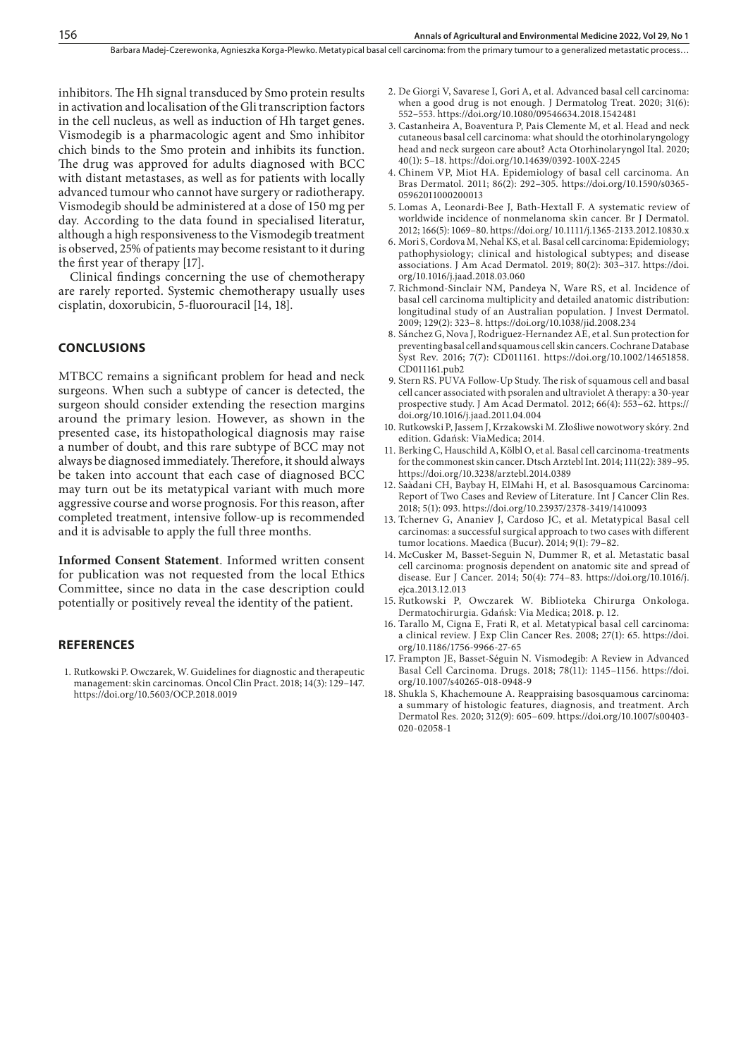inhibitors. The Hh signal transduced by Smo protein results in activation and localisation of the Gli transcription factors in the cell nucleus, as well as induction of Hh target genes. Vismodegib is a pharmacologic agent and Smo inhibitor chich binds to the Smo protein and inhibits its function. The drug was approved for adults diagnosed with BCC with distant metastases, as well as for patients with locally advanced tumour who cannot have surgery or radiotherapy. Vismodegib should be administered at a dose of 150 mg per day. According to the data found in specialised literatur, although a high responsiveness to the Vismodegib treatment is observed, 25% of patients may become resistant to it during the first year of therapy [17].

Clinical findings concerning the use of chemotherapy are rarely reported. Systemic chemotherapy usually uses cisplatin, doxorubicin, 5-fluorouracil [14, 18].

## CONCLUSIONS

MTBCC remains a significant problem for head and neck surgeons. When such a subtype of cancer is detected, the surgeon should consider extending the resection margins around the primary lesion. However, as shown in the presented case, its histopathological diagnosis may raise a number of doubt, and this rare subtype of BCC may not always be diagnosed immediately. Therefore, it should always be taken into account that each case of diagnosed BCC may turn out be its metatypical variant with much more aggressive course and worse prognosis. For this reason, after completed treatment, intensive follow-up is recommended and it is advisable to apply the full three months.

**Informed Consent Statement**. Informed written consent for publication was not requested from the local Ethics Committee, since no data in the case description could potentially or positively reveal the identity of the patient.

## REFERENCES

1. Rutkowski P. Owczarek, W. Guidelines for diagnostic and therapeutic management: skin carcinomas. Oncol Clin Pract. 2018; 14(3): 129–147. https://doi.org/10.5603/OCP.2018.0019
2. De Giorgi V, Savarese I, Gori A, et al. Advanced basal cell carcinoma: when a good drug is not enough. J Dermatolog Treat. 2020; 31(6): 552–553. https://doi.org/10.1080/09546634.2018.1542481
3. Castanheira A, Boaventura P, Pais Clemente M, et al. Head and neck cutaneous basal cell carcinoma: what should the otorhinolaryngology head and neck surgeon care about? Acta Otorhinolaryngol Ital. 2020; 40(1): 5–18. https://doi.org/10.14639/0392-100X-2245
4. Chinem VP, Miot HA. Epidemiology of basal cell carcinoma. An Bras Dermatol. 2011; 86(2): 292–305. https://doi.org/10.1590/s0365-05962011000200013
5. Lomas A, Leonardi-Bee J, Bath-Hextall F. A systematic review of worldwide incidence of nonmelanoma skin cancer. Br J Dermatol. 2012; 166(5): 1069–80. https://doi.org/ 10.1111/j.1365-2133.2012.10830.x
6. Mori S, Cordova M, Nehal KS, et al. Basal cell carcinoma: Epidemiology; pathophysiology; clinical and histological subtypes; and disease associations. J Am Acad Dermatol. 2019; 80(2): 303–317. https://doi.org/10.1016/j.jaad.2018.03.060
7. Richmond-Sinclair NM, Pandeya N, Ware RS, et al. Incidence of basal cell carcinoma multiplicity and detailed anatomic distribution: longitudinal study of an Australian population. J Invest Dermatol. 2009; 129(2): 323–8. https://doi.org/10.1038/jid.2008.234
8. Sánchez G, Nova J, Rodriguez-Hernandez AE, et al. Sun protection for preventing basal cell and squamous cell skin cancers. Cochrane Database Syst Rev. 2016; 7(7): CD011161. https://doi.org/10.1002/14651858.CD011161.pub2
9. Stern RS. PUVA Follow-Up Study. The risk of squamous cell and basal cell cancer associated with psoralen and ultraviolet A therapy: a 30-year prospective study. J Am Acad Dermatol. 2012; 66(4): 553–62. https://doi.org/10.1016/j.jaad.2011.04.004
10. Rutkowski P, Jassem J, Krzakowski M. Złośliwe nowotwory skóry. 2nd edition. Gdańsk: ViaMedica; 2014.
11. Berking C, Hauschild A, Kölbl O, et al. Basal cell carcinoma-treatments for the commonest skin cancer. Dtsch Arztebl Int. 2014; 111(22): 389–95. https://doi.org/10.3238/arztebl.2014.0389
12. Saàdani CH, Baybay H, ElMahi H, et al. Basosquamous Carcinoma: Report of Two Cases and Review of Literature. Int J Cancer Clin Res. 2018; 5(1): 093. https://doi.org/10.23937/2378-3419/1410093
13. Tchernev G, Ananiev J, Cardoso JC, et al. Metatypical Basal cell carcinomas: a successful surgical approach to two cases with different tumor locations. Maedica (Bucur). 2014; 9(1): 79–82.
14. McCusker M, Basset-Seguin N, Dummer R, et al. Metastatic basal cell carcinoma: prognosis dependent on anatomic site and spread of disease. Eur J Cancer. 2014; 50(4): 774–83. https://doi.org/10.1016/j.ejca.2013.12.013
15. Rutkowski P, Owczarek W. Biblioteka Chirurga Onkologa. Dermatochirurgia. Gdańsk: Via Medica; 2018. p. 12.
16. Tarallo M, Cigna E, Frati R, et al. Metatypical basal cell carcinoma: a clinical review. J Exp Clin Cancer Res. 2008; 27(1): 65. https://doi.org/10.1186/1756-9966-27-65
17. Frampton JE, Basset-Séguin N. Vismodegib: A Review in Advanced Basal Cell Carcinoma. Drugs. 2018; 78(11): 1145–1156. https://doi.org/10.1007/s40265-018-0948-9
18. Shukla S, Khachemoune A. Reappraising basosquamous carcinoma: a summary of histologic features, diagnosis, and treatment. Arch Dermatol Res. 2020; 312(9): 605–609. https://doi.org/10.1007/s00403-020-02058-1